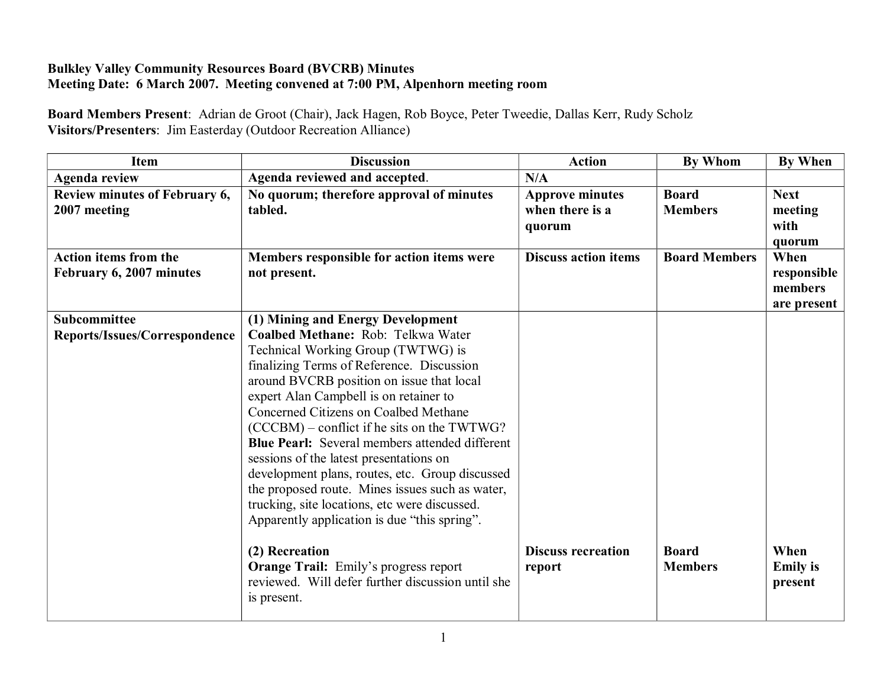**Bulkley Valley Community Resources Board (BVCRB) Minutes**
**Meeting Date: 6 March 2007. Meeting convened at 7:00 PM, Alpenhorn meeting room**

**Board Members Present**: Adrian de Groot (Chair), Jack Hagen, Rob Boyce, Peter Tweedie, Dallas Kerr, Rudy Scholz
**Visitors/Presenters**: Jim Easterday (Outdoor Recreation Alliance)

| Item | Discussion | Action | By Whom | By When |
|---|---|---|---|---|
| **Agenda review** | **Agenda reviewed and accepted**. | **N/A** | | |
| **Review minutes of February 6, 2007 meeting** | **No quorum; therefore approval of minutes tabled.** | **Approve minutes when there is a quorum** | **Board Members** | **Next meeting with quorum** |
| **Action items from the February 6, 2007 minutes** | **Members responsible for action items were not present.** | **Discuss action items** | **Board Members** | **When responsible members are present** |
| **Subcommittee Reports/Issues/Correspondence** | **(1) Mining and Energy Development**<br>**Coalbed Methane:** Rob: Telkwa Water Technical Working Group (TWTWG) is finalizing Terms of Reference. Discussion around BVCRB position on issue that local expert Alan Campbell is on retainer to Concerned Citizens on Coalbed Methane (CCCBM) – conflict if he sits on the TWTWG?<br>**Blue Pearl:** Several members attended different sessions of the latest presentations on development plans, routes, etc. Group discussed the proposed route. Mines issues such as water, trucking, site locations, etc were discussed. Apparently application is due "this spring". | | | |
| | **(2) Recreation**<br>**Orange Trail:** Emily's progress report reviewed. Will defer further discussion until she is present. | **Discuss recreation report** | **Board Members** | **When Emily is present** |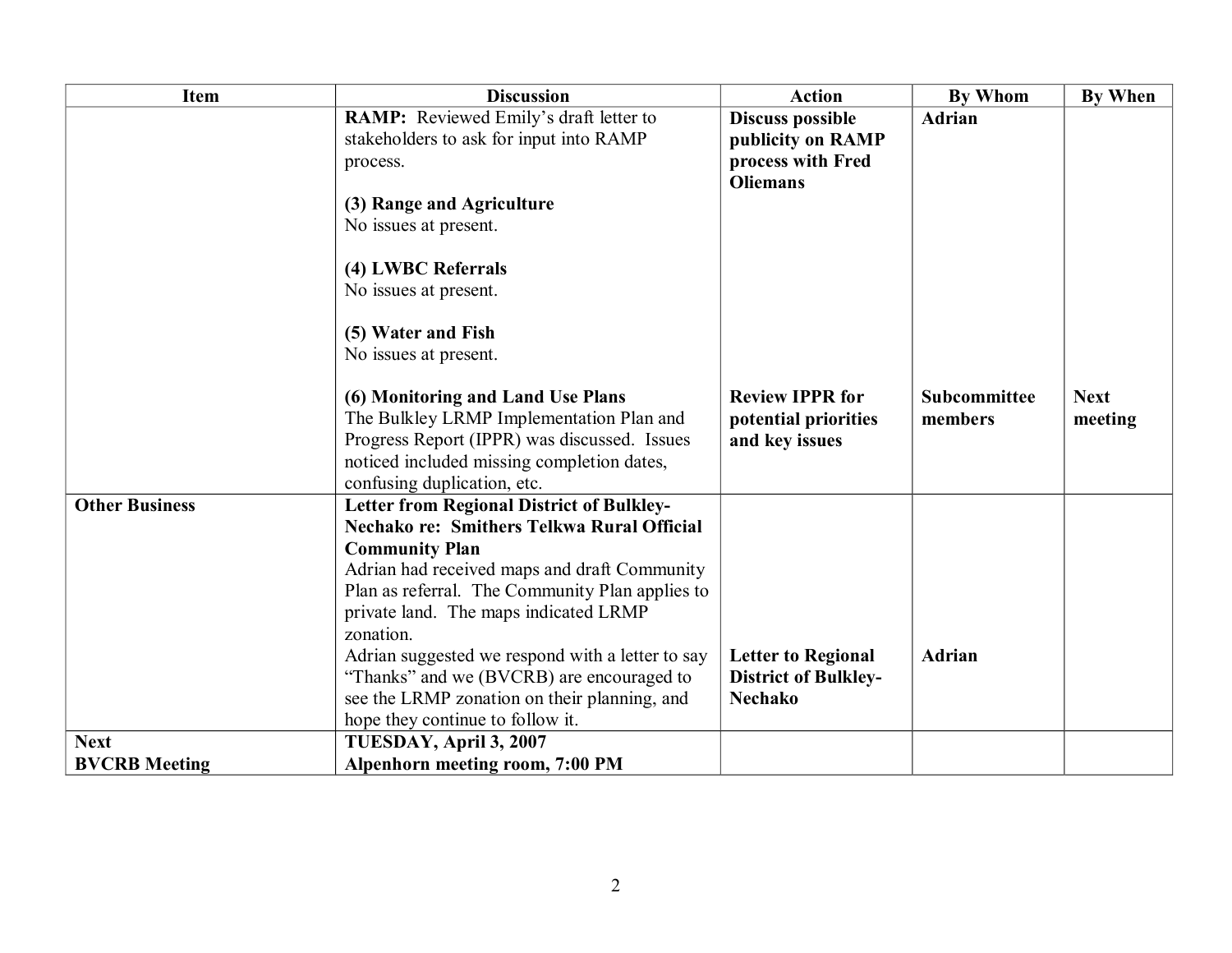| Item | Discussion | Action | By Whom | By When |
|---|---|---|---|---|
| | **RAMP:** Reviewed Emily's draft letter to stakeholders to ask for input into RAMP process. | **Discuss possible publicity on RAMP process with Fred Oliemans** | **Adrian** | |
| | **(3) Range and Agriculture** No issues at present. | | | |
| | **(4) LWBC Referrals** No issues at present. | | | |
| | **(5) Water and Fish** No issues at present. | | | |
| | **(6) Monitoring and Land Use Plans** The Bulkley LRMP Implementation Plan and Progress Report (IPPR) was discussed. Issues noticed included missing completion dates, confusing duplication, etc. | **Review IPPR for potential priorities and key issues** | **Subcommittee members** | **Next meeting** |
| **Other Business** | **Letter from Regional District of Bulkley-Nechako re: Smithers Telkwa Rural Official Community Plan** Adrian had received maps and draft Community Plan as referral. The Community Plan applies to private land. The maps indicated LRMP zonation. | | | |
| | Adrian suggested we respond with a letter to say "Thanks" and we (BVCRB) are encouraged to see the LRMP zonation on their planning, and hope they continue to follow it. | **Letter to Regional District of Bulkley-Nechako** | **Adrian** | |
| **Next BVCRB Meeting** | **TUESDAY, April 3, 2007 Alpenhorn meeting room, 7:00 PM** | | | |